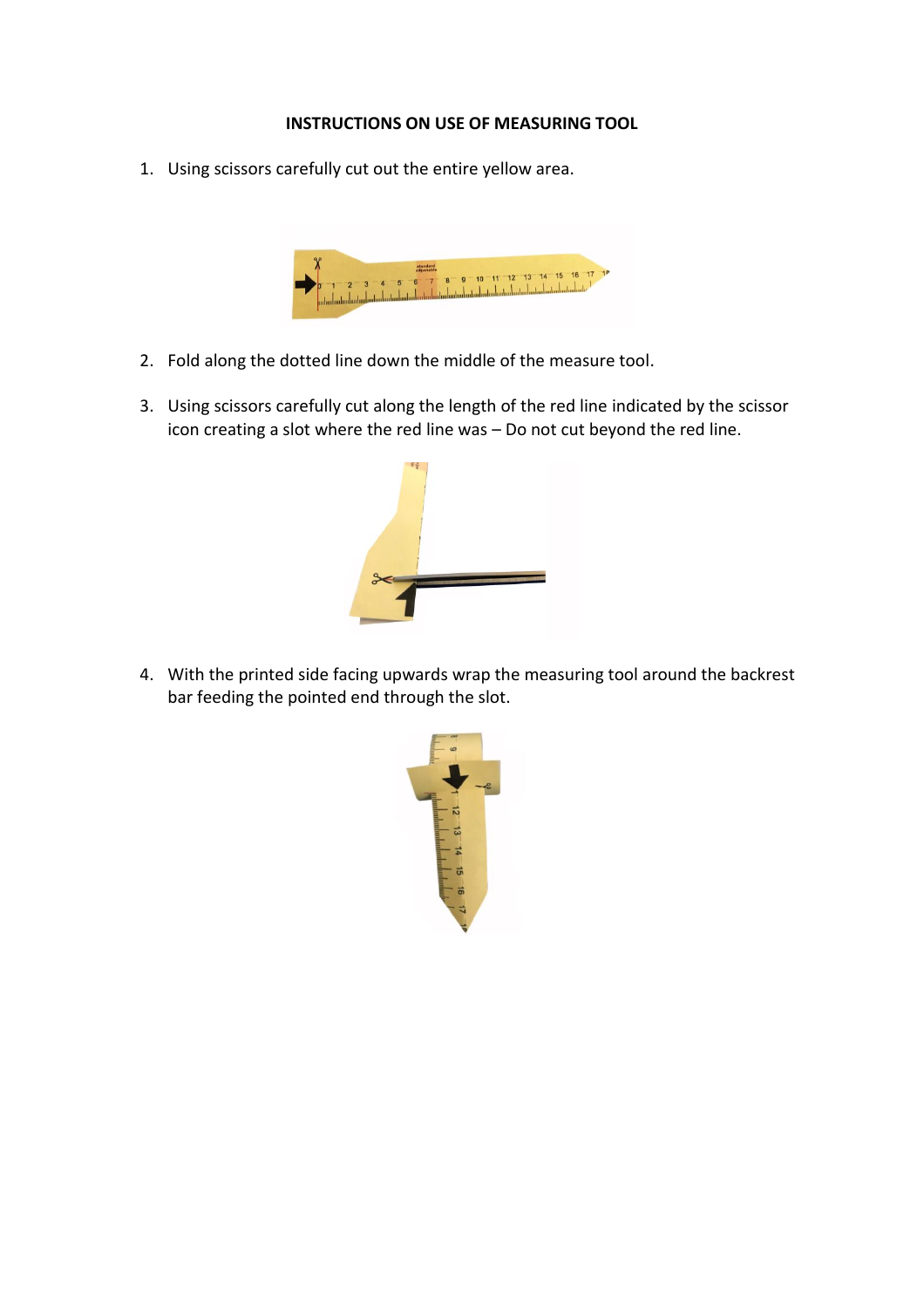**INSTRUCTIONS ON USE OF MEASURING TOOL**

1. Using scissors carefully cut out the entire yellow area.

2. Fold along the dotted line down the middle of the measure tool.

3. Using scissors carefully cut along the length of the red line indicated by the scissor icon creating a slot where the red line was – Do not cut beyond the red line.

4. With the printed side facing upwards wrap the measuring tool around the backrest bar feeding the pointed end through the slot.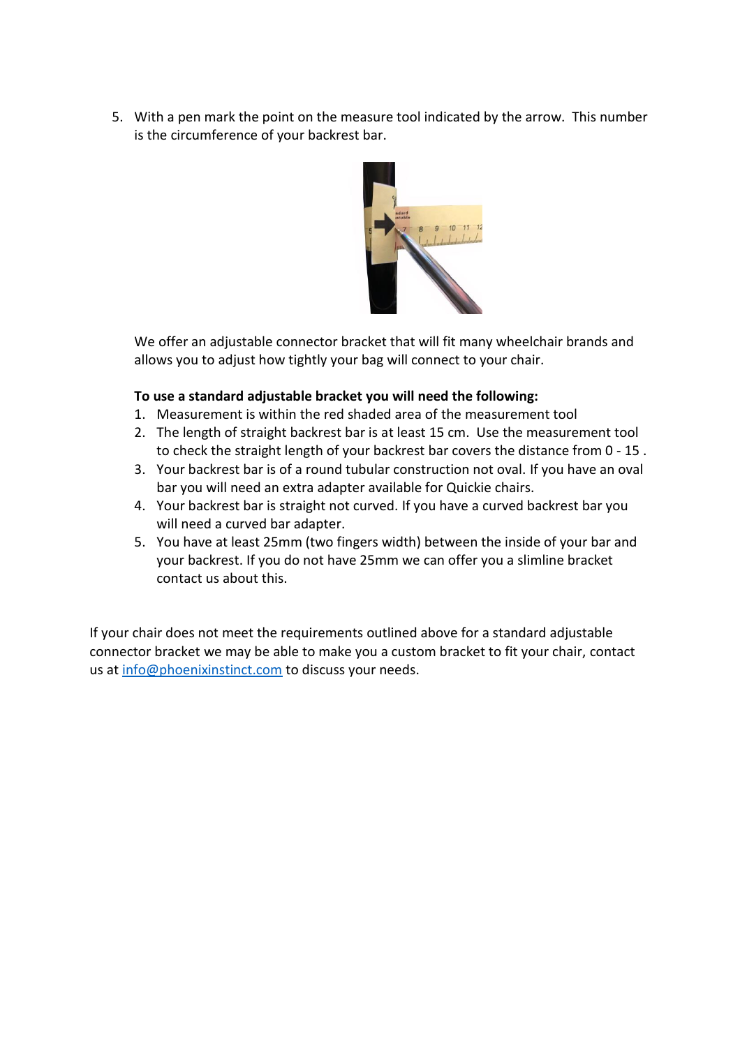5. With a pen mark the point on the measure tool indicated by the arrow. This number is the circumference of your backrest bar.

We offer an adjustable connector bracket that will fit many wheelchair brands and allows you to adjust how tightly your bag will connect to your chair.

**To use a standard adjustable bracket you will need the following:**

1. Measurement is within the red shaded area of the measurement tool
2. The length of straight backrest bar is at least 15 cm. Use the measurement tool to check the straight length of your backrest bar covers the distance from 0 - 15 .
3. Your backrest bar is of a round tubular construction not oval. If you have an oval bar you will need an extra adapter available for Quickie chairs.
4. Your backrest bar is straight not curved. If you have a curved backrest bar you will need a curved bar adapter.
5. You have at least 25mm (two fingers width) between the inside of your bar and your backrest. If you do not have 25mm we can offer you a slimline bracket contact us about this.

If your chair does not meet the requirements outlined above for a standard adjustable connector bracket we may be able to make you a custom bracket to fit your chair, contact us at info@phoenixinstinct.com to discuss your needs.